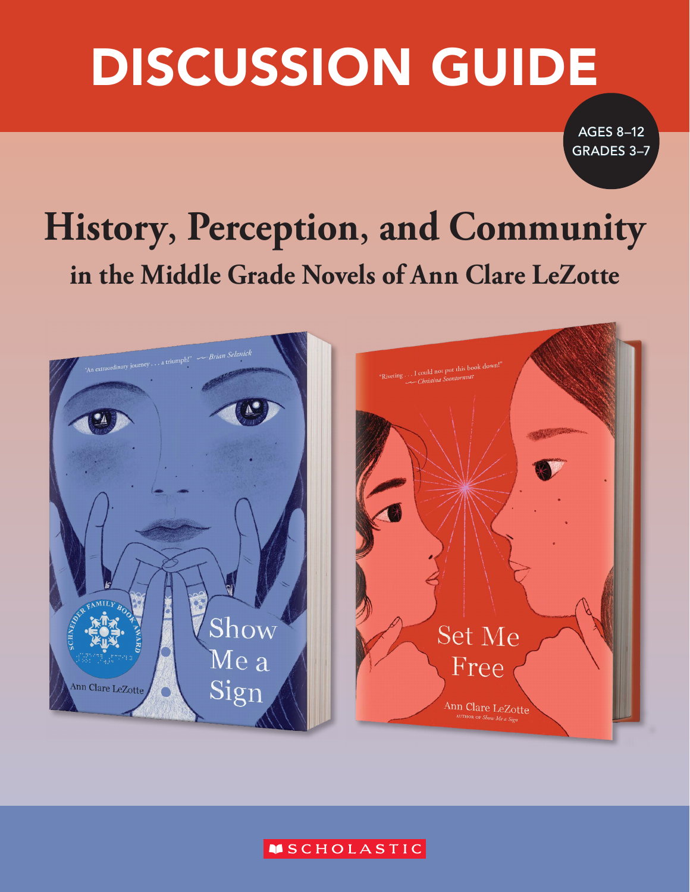# DISCUSSION GUIDE

AGES 8–12
GRADES 3–7

## History, Perception, and Community

### in the Middle Grade Novels of Ann Clare LeZotte

"An extraordinary journey . . . a triumph!" —Brian Selznick

Show Me a Sign

Ann Clare LeZotte

"Riveting . . . I could not put this book down!" —Christina Soontornvat

Set Me Free

Ann Clare LeZotte
AUTHOR OF *Show Me a Sign*

SCHOLASTIC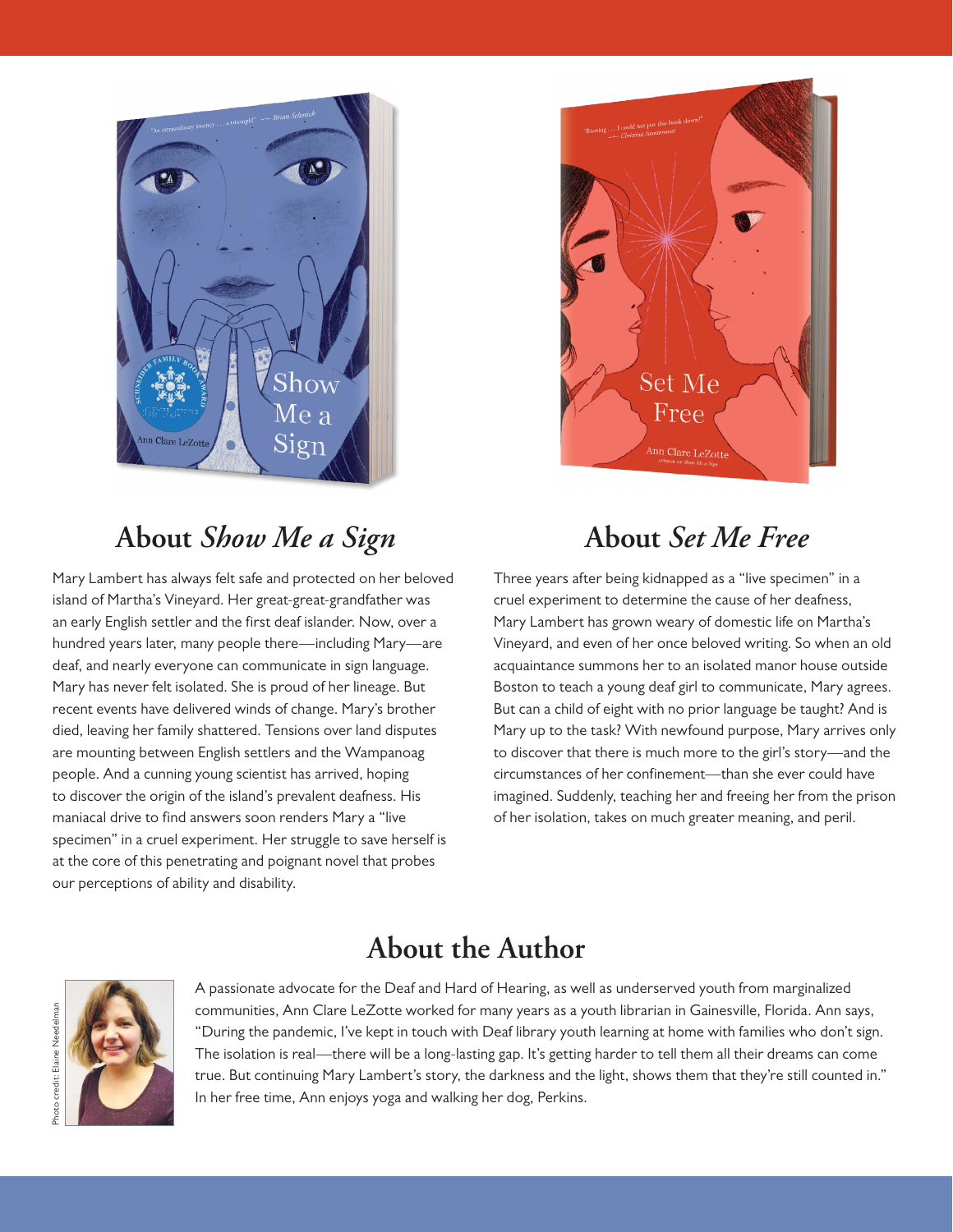## About *Show Me a Sign*

Mary Lambert has always felt safe and protected on her beloved island of Martha's Vineyard. Her great-great-grandfather was an early English settler and the first deaf islander. Now, over a hundred years later, many people there—including Mary—are deaf, and nearly everyone can communicate in sign language. Mary has never felt isolated. She is proud of her lineage. But recent events have delivered winds of change. Mary's brother died, leaving her family shattered. Tensions over land disputes are mounting between English settlers and the Wampanoag people. And a cunning young scientist has arrived, hoping to discover the origin of the island's prevalent deafness. His maniacal drive to find answers soon renders Mary a "live specimen" in a cruel experiment. Her struggle to save herself is at the core of this penetrating and poignant novel that probes our perceptions of ability and disability.

## About *Set Me Free*

Three years after being kidnapped as a "live specimen" in a cruel experiment to determine the cause of her deafness, Mary Lambert has grown weary of domestic life on Martha's Vineyard, and even of her once beloved writing. So when an old acquaintance summons her to an isolated manor house outside Boston to teach a young deaf girl to communicate, Mary agrees. But can a child of eight with no prior language be taught? And is Mary up to the task? With newfound purpose, Mary arrives only to discover that there is much more to the girl's story—and the circumstances of her confinement—than she ever could have imagined. Suddenly, teaching her and freeing her from the prison of her isolation, takes on much greater meaning, and peril.

## About the Author

Photo credit: Elaine Needelman

A passionate advocate for the Deaf and Hard of Hearing, as well as underserved youth from marginalized communities, Ann Clare LeZotte worked for many years as a youth librarian in Gainesville, Florida. Ann says, "During the pandemic, I've kept in touch with Deaf library youth learning at home with families who don't sign. The isolation is real—there will be a long-lasting gap. It's getting harder to tell them all their dreams can come true. But continuing Mary Lambert's story, the darkness and the light, shows them that they're still counted in." In her free time, Ann enjoys yoga and walking her dog, Perkins.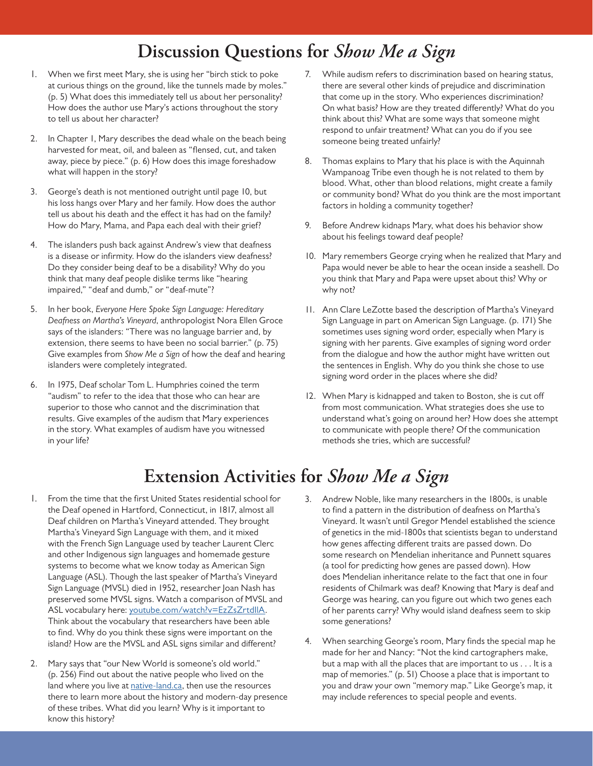# Discussion Questions for *Show Me a Sign*

1. When we first meet Mary, she is using her "birch stick to poke at curious things on the ground, like the tunnels made by moles." (p. 5) What does this immediately tell us about her personality? How does the author use Mary's actions throughout the story to tell us about her character?

2. In Chapter 1, Mary describes the dead whale on the beach being harvested for meat, oil, and baleen as "flensed, cut, and taken away, piece by piece." (p. 6) How does this image foreshadow what will happen in the story?

3. George's death is not mentioned outright until page 10, but his loss hangs over Mary and her family. How does the author tell us about his death and the effect it has had on the family? How do Mary, Mama, and Papa each deal with their grief?

4. The islanders push back against Andrew's view that deafness is a disease or infirmity. How do the islanders view deafness? Do they consider being deaf to be a disability? Why do you think that many deaf people dislike terms like "hearing impaired," "deaf and dumb," or "deaf-mute"?

5. In her book, *Everyone Here Spoke Sign Language: Hereditary Deafness on Martha's Vineyard*, anthropologist Nora Ellen Groce says of the islanders: "There was no language barrier and, by extension, there seems to have been no social barrier." (p. 75) Give examples from *Show Me a Sign* of how the deaf and hearing islanders were completely integrated.

6. In 1975, Deaf scholar Tom L. Humphries coined the term "audism" to refer to the idea that those who can hear are superior to those who cannot and the discrimination that results. Give examples of the audism that Mary experiences in the story. What examples of audism have you witnessed in your life?

7. While audism refers to discrimination based on hearing status, there are several other kinds of prejudice and discrimination that come up in the story. Who experiences discrimination? On what basis? How are they treated differently? What do you think about this? What are some ways that someone might respond to unfair treatment? What can you do if you see someone being treated unfairly?

8. Thomas explains to Mary that his place is with the Aquinnah Wampanoag Tribe even though he is not related to them by blood. What, other than blood relations, might create a family or community bond? What do you think are the most important factors in holding a community together?

9. Before Andrew kidnaps Mary, what does his behavior show about his feelings toward deaf people?

10. Mary remembers George crying when he realized that Mary and Papa would never be able to hear the ocean inside a seashell. Do you think that Mary and Papa were upset about this? Why or why not?

11. Ann Clare LeZotte based the description of Martha's Vineyard Sign Language in part on American Sign Language. (p. 171) She sometimes uses signing word order, especially when Mary is signing with her parents. Give examples of signing word order from the dialogue and how the author might have written out the sentences in English. Why do you think she chose to use signing word order in the places where she did?

12. When Mary is kidnapped and taken to Boston, she is cut off from most communication. What strategies does she use to understand what's going on around her? How does she attempt to communicate with people there? Of the communication methods she tries, which are successful?

# Extension Activities for *Show Me a Sign*

1. From the time that the first United States residential school for the Deaf opened in Hartford, Connecticut, in 1817, almost all Deaf children on Martha's Vineyard attended. They brought Martha's Vineyard Sign Language with them, and it mixed with the French Sign Language used by teacher Laurent Clerc and other Indigenous sign languages and homemade gesture systems to become what we know today as American Sign Language (ASL). Though the last speaker of Martha's Vineyard Sign Language (MVSL) died in 1952, researcher Joan Nash has preserved some MVSL signs. Watch a comparison of MVSL and ASL vocabulary here: youtube.com/watch?v=EzZsZrtdllA. Think about the vocabulary that researchers have been able to find. Why do you think these signs were important on the island? How are the MVSL and ASL signs similar and different?

2. Mary says that "our New World is someone's old world." (p. 256) Find out about the native people who lived on the land where you live at native-land.ca, then use the resources there to learn more about the history and modern-day presence of these tribes. What did you learn? Why is it important to know this history?

3. Andrew Noble, like many researchers in the 1800s, is unable to find a pattern in the distribution of deafness on Martha's Vineyard. It wasn't until Gregor Mendel established the science of genetics in the mid-1800s that scientists began to understand how genes affecting different traits are passed down. Do some research on Mendelian inheritance and Punnett squares (a tool for predicting how genes are passed down). How does Mendelian inheritance relate to the fact that one in four residents of Chilmark was deaf? Knowing that Mary is deaf and George was hearing, can you figure out which two genes each of her parents carry? Why would island deafness seem to skip some generations?

4. When searching George's room, Mary finds the special map he made for her and Nancy: "Not the kind cartographers make, but a map with all the places that are important to us . . . It is a map of memories." (p. 51) Choose a place that is important to you and draw your own "memory map." Like George's map, it may include references to special people and events.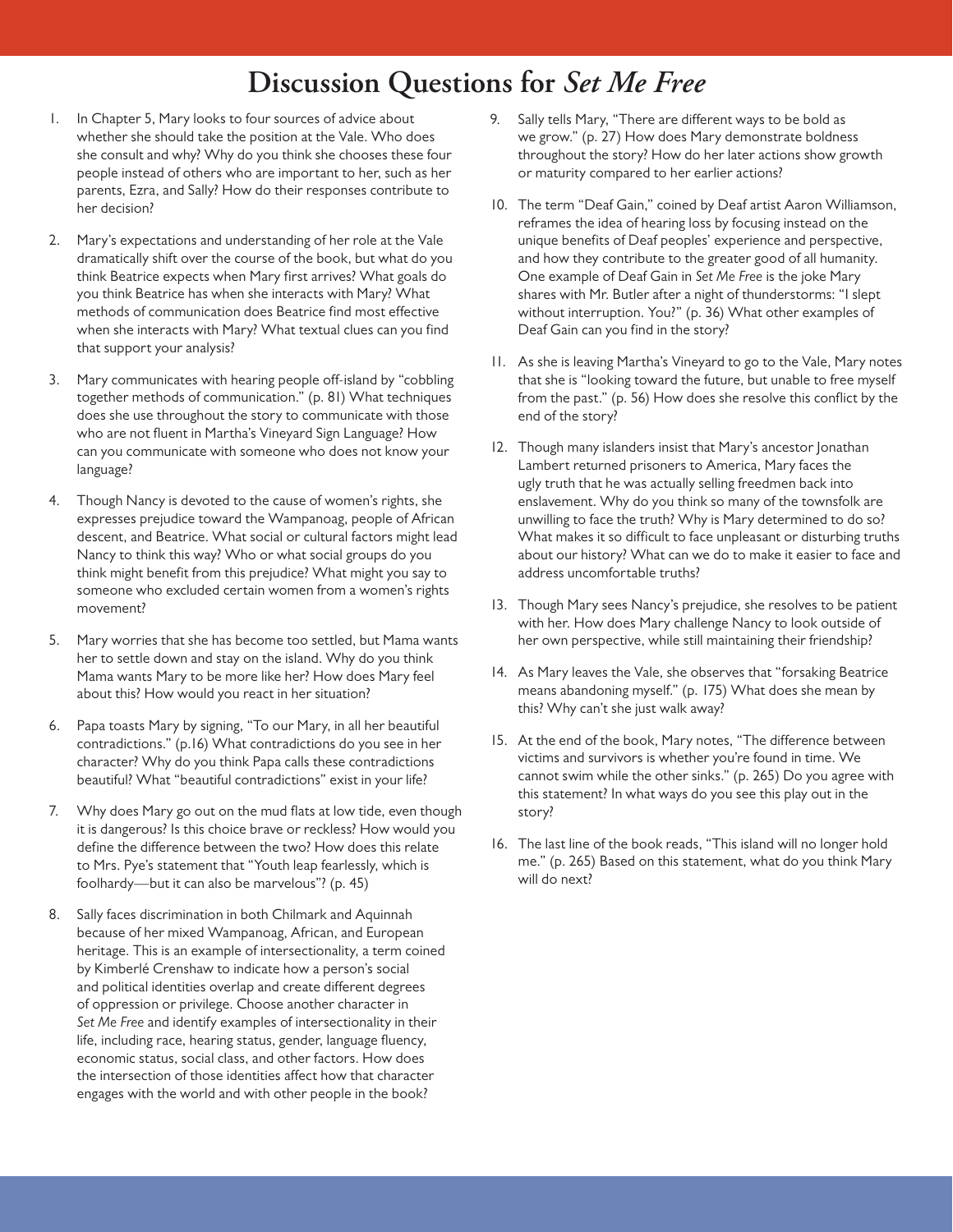# Discussion Questions for *Set Me Free*

1. In Chapter 5, Mary looks to four sources of advice about whether she should take the position at the Vale. Who does she consult and why? Why do you think she chooses these four people instead of others who are important to her, such as her parents, Ezra, and Sally? How do their responses contribute to her decision?

2. Mary's expectations and understanding of her role at the Vale dramatically shift over the course of the book, but what do you think Beatrice expects when Mary first arrives? What goals do you think Beatrice has when she interacts with Mary? What methods of communication does Beatrice find most effective when she interacts with Mary? What textual clues can you find that support your analysis?

3. Mary communicates with hearing people off-island by "cobbling together methods of communication." (p. 81) What techniques does she use throughout the story to communicate with those who are not fluent in Martha's Vineyard Sign Language? How can you communicate with someone who does not know your language?

4. Though Nancy is devoted to the cause of women's rights, she expresses prejudice toward the Wampanoag, people of African descent, and Beatrice. What social or cultural factors might lead Nancy to think this way? Who or what social groups do you think might benefit from this prejudice? What might you say to someone who excluded certain women from a women's rights movement?

5. Mary worries that she has become too settled, but Mama wants her to settle down and stay on the island. Why do you think Mama wants Mary to be more like her? How does Mary feel about this? How would you react in her situation?

6. Papa toasts Mary by signing, "To our Mary, in all her beautiful contradictions." (p.16) What contradictions do you see in her character? Why do you think Papa calls these contradictions beautiful? What "beautiful contradictions" exist in your life?

7. Why does Mary go out on the mud flats at low tide, even though it is dangerous? Is this choice brave or reckless? How would you define the difference between the two? How does this relate to Mrs. Pye's statement that "Youth leap fearlessly, which is foolhardy—but it can also be marvelous"? (p. 45)

8. Sally faces discrimination in both Chilmark and Aquinnah because of her mixed Wampanoag, African, and European heritage. This is an example of intersectionality, a term coined by Kimberlé Crenshaw to indicate how a person's social and political identities overlap and create different degrees of oppression or privilege. Choose another character in *Set Me Free* and identify examples of intersectionality in their life, including race, hearing status, gender, language fluency, economic status, social class, and other factors. How does the intersection of those identities affect how that character engages with the world and with other people in the book?

9. Sally tells Mary, "There are different ways to be bold as we grow." (p. 27) How does Mary demonstrate boldness throughout the story? How do her later actions show growth or maturity compared to her earlier actions?

10. The term "Deaf Gain," coined by Deaf artist Aaron Williamson, reframes the idea of hearing loss by focusing instead on the unique benefits of Deaf peoples' experience and perspective, and how they contribute to the greater good of all humanity. One example of Deaf Gain in *Set Me Free* is the joke Mary shares with Mr. Butler after a night of thunderstorms: "I slept without interruption. You?" (p. 36) What other examples of Deaf Gain can you find in the story?

11. As she is leaving Martha's Vineyard to go to the Vale, Mary notes that she is "looking toward the future, but unable to free myself from the past." (p. 56) How does she resolve this conflict by the end of the story?

12. Though many islanders insist that Mary's ancestor Jonathan Lambert returned prisoners to America, Mary faces the ugly truth that he was actually selling freedmen back into enslavement. Why do you think so many of the townsfolk are unwilling to face the truth? Why is Mary determined to do so? What makes it so difficult to face unpleasant or disturbing truths about our history? What can we do to make it easier to face and address uncomfortable truths?

13. Though Mary sees Nancy's prejudice, she resolves to be patient with her. How does Mary challenge Nancy to look outside of her own perspective, while still maintaining their friendship?

14. As Mary leaves the Vale, she observes that "forsaking Beatrice means abandoning myself." (p. 175) What does she mean by this? Why can't she just walk away?

15. At the end of the book, Mary notes, "The difference between victims and survivors is whether you're found in time. We cannot swim while the other sinks." (p. 265) Do you agree with this statement? In what ways do you see this play out in the story?

16. The last line of the book reads, "This island will no longer hold me." (p. 265) Based on this statement, what do you think Mary will do next?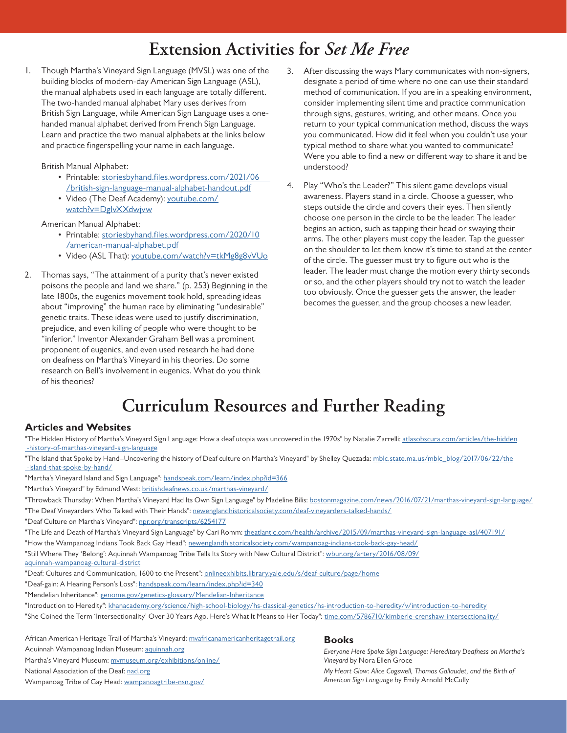# Extension Activities for *Set Me Free*

1. Though Martha's Vineyard Sign Language (MVSL) was one of the building blocks of modern-day American Sign Language (ASL), the manual alphabets used in each language are totally different. The two-handed manual alphabet Mary uses derives from British Sign Language, while American Sign Language uses a one-handed manual alphabet derived from French Sign Language. Learn and practice the two manual alphabets at the links below and practice fingerspelling your name in each language.

   British Manual Alphabet:
   - Printable: storiesbyhand.files.wordpress.com/2021/06/british-sign-language-manual-alphabet-handout.pdf
   - Video (The Deaf Academy): youtube.com/watch?v=DglvXXdwjvw

   American Manual Alphabet:
   - Printable: storiesbyhand.files.wordpress.com/2020/10/american-manual-alphabet.pdf
   - Video (ASL That): youtube.com/watch?v=tkMg8g8vVUo

2. Thomas says, "The attainment of a purity that's never existed poisons the people and land we share." (p. 253) Beginning in the late 1800s, the eugenics movement took hold, spreading ideas about "improving" the human race by eliminating "undesirable" genetic traits. These ideas were used to justify discrimination, prejudice, and even killing of people who were thought to be "inferior." Inventor Alexander Graham Bell was a prominent proponent of eugenics, and even used research he had done on deafness on Martha's Vineyard in his theories. Do some research on Bell's involvement in eugenics. What do you think of his theories?

3. After discussing the ways Mary communicates with non-signers, designate a period of time where no one can use their standard method of communication. If you are in a speaking environment, consider implementing silent time and practice communication through signs, gestures, writing, and other means. Once you return to your typical communication method, discuss the ways you communicated. How did it feel when you couldn't use your typical method to share what you wanted to communicate? Were you able to find a new or different way to share it and be understood?

4. Play "Who's the Leader?" This silent game develops visual awareness. Players stand in a circle. Choose a guesser, who steps outside the circle and covers their eyes. Then silently choose one person in the circle to be the leader. The leader begins an action, such as tapping their head or swaying their arms. The other players must copy the leader. Tap the guesser on the shoulder to let them know it's time to stand at the center of the circle. The guesser must try to figure out who is the leader. The leader must change the motion every thirty seconds or so, and the other players should try not to watch the leader too obviously. Once the guesser gets the answer, the leader becomes the guesser, and the group chooses a new leader.

# Curriculum Resources and Further Reading

## Articles and Websites

"The Hidden History of Martha's Vineyard Sign Language: How a deaf utopia was uncovered in the 1970s" by Natalie Zarrelli: atlasobscura.com/articles/the-hidden-history-of-marthas-vineyard-sign-language

"The Island that Spoke by Hand–Uncovering the history of Deaf culture on Martha's Vineyard" by Shelley Quezada: mblc.state.ma.us/mblc_blog/2017/06/22/the-island-that-spoke-by-hand/

"Martha's Vineyard Island and Sign Language": handspeak.com/learn/index.php?id=366

"Martha's Vineyard" by Edmund West: britishdeafnews.co.uk/marthas-vineyard/

"Throwback Thursday: When Martha's Vineyard Had Its Own Sign Language" by Madeline Bilis: bostonmagazine.com/news/2016/07/21/marthas-vineyard-sign-language/

"The Deaf Vineyarders Who Talked with Their Hands": newenglandhistoricalsociety.com/deaf-vineyarders-talked-hands/

"Deaf Culture on Martha's Vineyard": npr.org/transcripts/6254177

"The Life and Death of Martha's Vineyard Sign Language" by Cari Romm: theatlantic.com/health/archive/2015/09/marthas-vineyard-sign-language-asl/407191/

"How the Wampanoag Indians Took Back Gay Head": newenglandhistoricalsociety.com/wampanoag-indians-took-back-gay-head/

"Still Where They 'Belong': Aquinnah Wampanoag Tribe Tells Its Story with New Cultural District": wbur.org/artery/2016/08/09/aquinnah-wampanoag-cultural-district

"Deaf: Cultures and Communication, 1600 to the Present": onlineexhibits.library.yale.edu/s/deaf-culture/page/home

"Deaf-gain: A Hearing Person's Loss": handspeak.com/learn/index.php?id=340

"Mendelian Inheritance": genome.gov/genetics-glossary/Mendelian-Inheritance

"Introduction to Heredity": khanacademy.org/science/high-school-biology/hs-classical-genetics/hs-introduction-to-heredity/v/introduction-to-heredity

"She Coined the Term 'Intersectionality' Over 30 Years Ago. Here's What It Means to Her Today": time.com/5786710/kimberle-crenshaw-intersectionality/

African American Heritage Trail of Martha's Vineyard: mvafricanamericanheritagetrail.org

Aquinnah Wampanoag Indian Museum: aquinnah.org

Martha's Vineyard Museum: mvmuseum.org/exhibitions/online/

National Association of the Deaf: nad.org

Wampanoag Tribe of Gay Head: wampanoagtribe-nsn.gov/

## Books

*Everyone Here Spoke Sign Language: Hereditary Deafness on Martha's Vineyard* by Nora Ellen Groce

*My Heart Glow: Alice Cogswell, Thomas Gallaudet, and the Birth of American Sign Language* by Emily Arnold McCully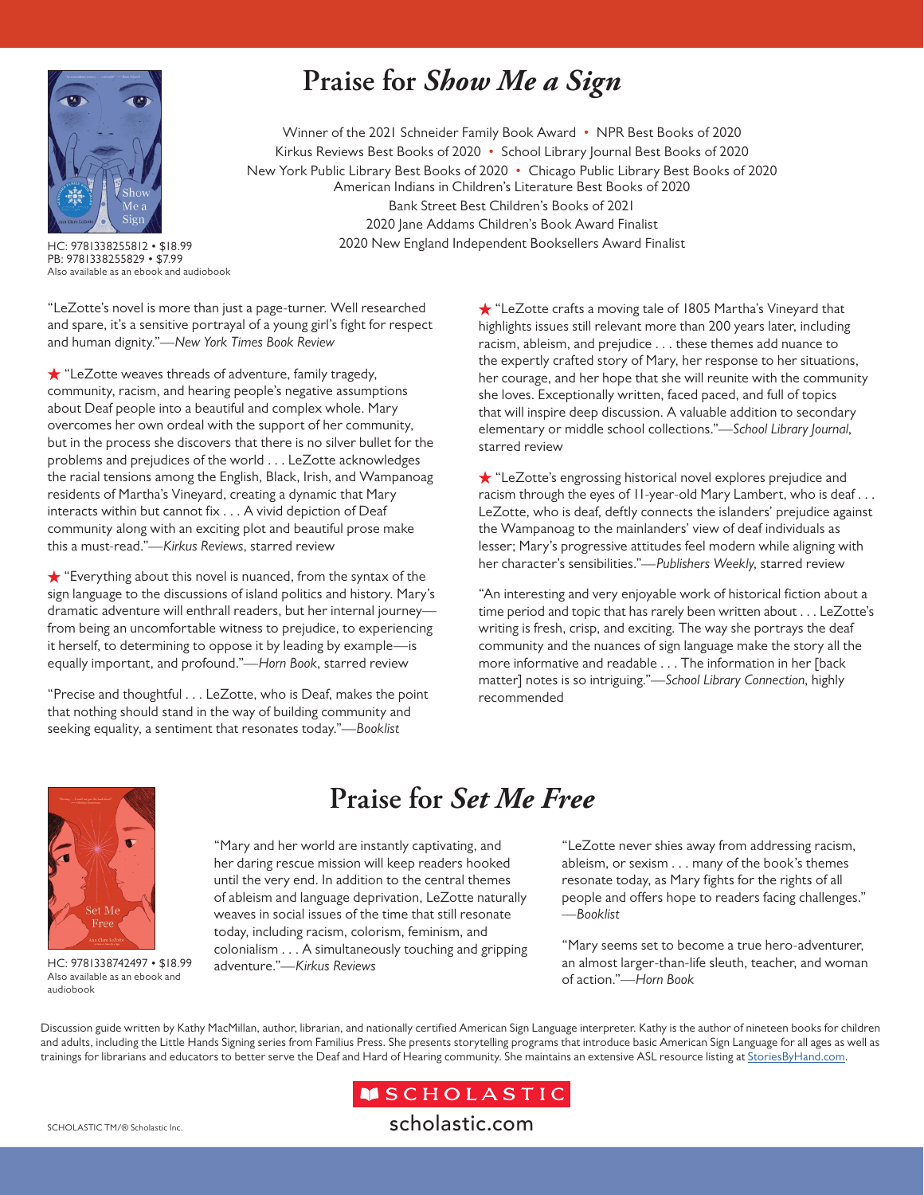# Praise for *Show Me a Sign*

Winner of the 2021 Schneider Family Book Award • NPR Best Books of 2020
Kirkus Reviews Best Books of 2020 • School Library Journal Best Books of 2020
New York Public Library Best Books of 2020 • Chicago Public Library Best Books of 2020
American Indians in Children's Literature Best Books of 2020
Bank Street Best Children's Books of 2021
2020 Jane Addams Children's Book Award Finalist
2020 New England Independent Booksellers Award Finalist

HC: 9781338255812 • $18.99
PB: 9781338255829 • $7.99
Also available as an ebook and audiobook

"LeZotte's novel is more than just a page-turner. Well researched and spare, it's a sensitive portrayal of a young girl's fight for respect and human dignity."—*New York Times Book Review*

★ "LeZotte weaves threads of adventure, family tragedy, community, racism, and hearing people's negative assumptions about Deaf people into a beautiful and complex whole. Mary overcomes her own ordeal with the support of her community, but in the process she discovers that there is no silver bullet for the problems and prejudices of the world . . . LeZotte acknowledges the racial tensions among the English, Black, Irish, and Wampanoag residents of Martha's Vineyard, creating a dynamic that Mary interacts within but cannot fix . . . A vivid depiction of Deaf community along with an exciting plot and beautiful prose make this a must-read."—*Kirkus Reviews*, starred review

★ "Everything about this novel is nuanced, from the syntax of the sign language to the discussions of island politics and history. Mary's dramatic adventure will enthrall readers, but her internal journey—from being an uncomfortable witness to prejudice, to experiencing it herself, to determining to oppose it by leading by example—is equally important, and profound."—*Horn Book*, starred review

"Precise and thoughtful . . . LeZotte, who is Deaf, makes the point that nothing should stand in the way of building community and seeking equality, a sentiment that resonates today."—*Booklist*

★ "LeZotte crafts a moving tale of 1805 Martha's Vineyard that highlights issues still relevant more than 200 years later, including racism, ableism, and prejudice . . . these themes add nuance to the expertly crafted story of Mary, her response to her situations, her courage, and her hope that she will reunite with the community she loves. Exceptionally written, faced paced, and full of topics that will inspire deep discussion. A valuable addition to secondary elementary or middle school collections."—*School Library Journal*, starred review

★ "LeZotte's engrossing historical novel explores prejudice and racism through the eyes of 11-year-old Mary Lambert, who is deaf . . . LeZotte, who is deaf, deftly connects the islanders' prejudice against the Wampanoag to the mainlanders' view of deaf individuals as lesser; Mary's progressive attitudes feel modern while aligning with her character's sensibilities."—*Publishers Weekly*, starred review

"An interesting and very enjoyable work of historical fiction about a time period and topic that has rarely been written about . . . LeZotte's writing is fresh, crisp, and exciting. The way she portrays the deaf community and the nuances of sign language make the story all the more informative and readable . . . The information in her [back matter] notes is so intriguing."—*School Library Connection*, highly recommended

# Praise for *Set Me Free*

HC: 9781338742497 • $18.99
Also available as an ebook and audiobook

"Mary and her world are instantly captivating, and her daring rescue mission will keep readers hooked until the very end. In addition to the central themes of ableism and language deprivation, LeZotte naturally weaves in social issues of the time that still resonate today, including racism, colorism, feminism, and colonialism . . . A simultaneously touching and gripping adventure."—*Kirkus Reviews*

"LeZotte never shies away from addressing racism, ableism, or sexism . . . many of the book's themes resonate today, as Mary fights for the rights of all people and offers hope to readers facing challenges."
—*Booklist*

"Mary seems set to become a true hero-adventurer, an almost larger-than-life sleuth, teacher, and woman of action."—*Horn Book*

Discussion guide written by Kathy MacMillan, author, librarian, and nationally certified American Sign Language interpreter. Kathy is the author of nineteen books for children and adults, including the Little Hands Signing series from Familius Press. She presents storytelling programs that introduce basic American Sign Language for all ages as well as trainings for librarians and educators to better serve the Deaf and Hard of Hearing community. She maintains an extensive ASL resource listing at StoriesByHand.com.

SCHOLASTIC
scholastic.com

SCHOLASTIC TM/® Scholastic Inc.